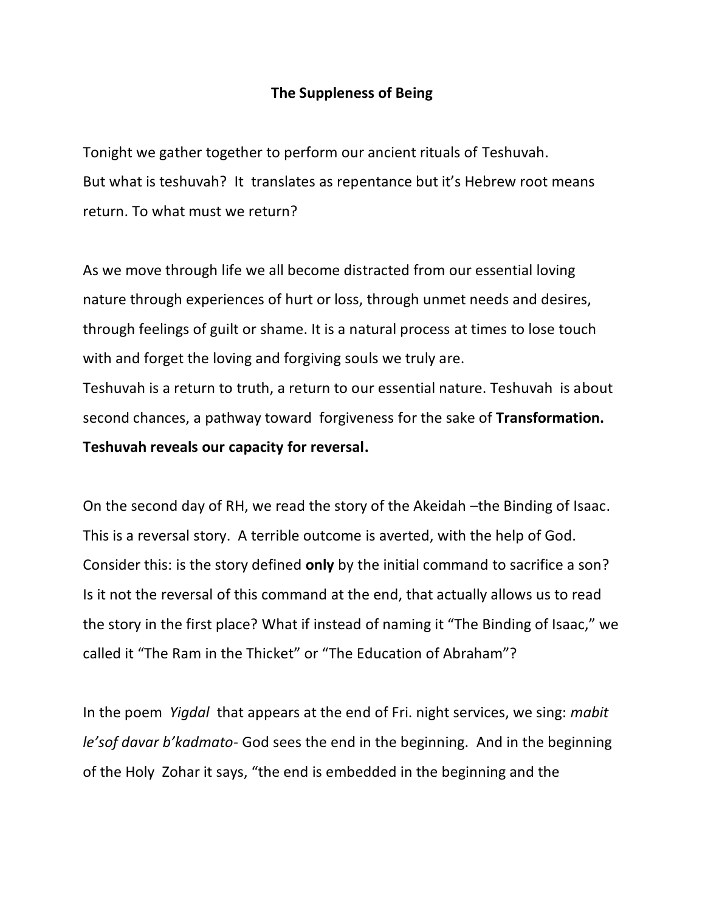# The Suppleness of Being

Tonight we gather together to perform our ancient rituals of Teshuvah.
But what is teshuvah? It translates as repentance but it's Hebrew root means return. To what must we return?

As we move through life we all become distracted from our essential loving nature through experiences of hurt or loss, through unmet needs and desires, through feelings of guilt or shame. It is a natural process at times to lose touch with and forget the loving and forgiving souls we truly are.
Teshuvah is a return to truth, a return to our essential nature. Teshuvah is about second chances, a pathway toward forgiveness for the sake of **Transformation. Teshuvah reveals our capacity for reversal.**

On the second day of RH, we read the story of the Akeidah –the Binding of Isaac. This is a reversal story. A terrible outcome is averted, with the help of God. Consider this: is the story defined **only** by the initial command to sacrifice a son? Is it not the reversal of this command at the end, that actually allows us to read the story in the first place? What if instead of naming it "The Binding of Isaac," we called it "The Ram in the Thicket" or "The Education of Abraham"?

In the poem *Yigdal* that appears at the end of Fri. night services, we sing: *mabit le'sof davar b'kadmato*- God sees the end in the beginning. And in the beginning of the Holy Zohar it says, "the end is embedded in the beginning and the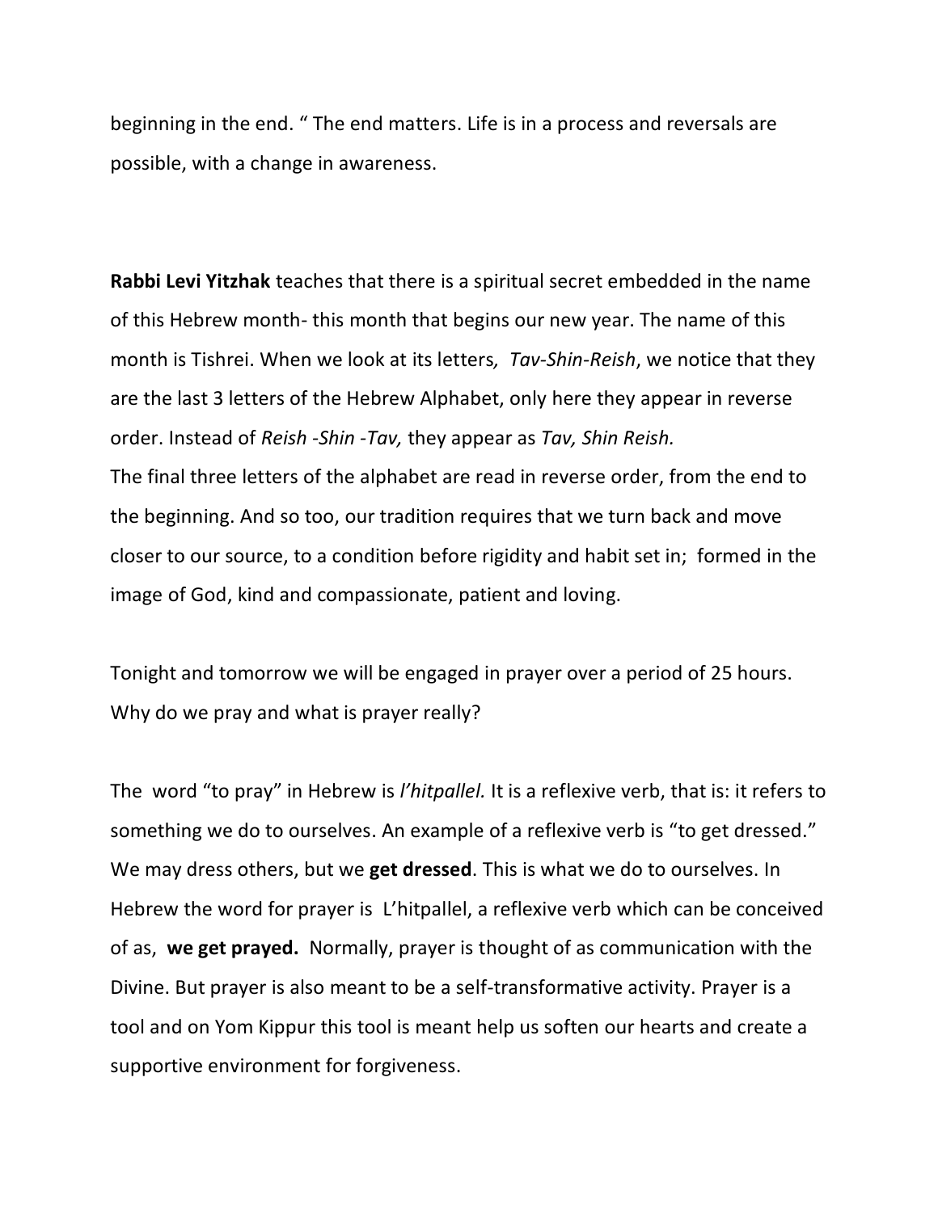beginning in the end. " The end matters. Life is in a process and reversals are possible, with a change in awareness.

**Rabbi Levi Yitzhak** teaches that there is a spiritual secret embedded in the name of this Hebrew month- this month that begins our new year. The name of this month is Tishrei. When we look at its letters*, Tav-Shin-Reish*, we notice that they are the last 3 letters of the Hebrew Alphabet, only here they appear in reverse order. Instead of *Reish -Shin -Tav,* they appear as *Tav, Shin Reish.*
The final three letters of the alphabet are read in reverse order, from the end to the beginning. And so too, our tradition requires that we turn back and move closer to our source, to a condition before rigidity and habit set in; formed in the image of God, kind and compassionate, patient and loving.

Tonight and tomorrow we will be engaged in prayer over a period of 25 hours. Why do we pray and what is prayer really?

The word "to pray" in Hebrew is *l'hitpallel.* It is a reflexive verb, that is: it refers to something we do to ourselves. An example of a reflexive verb is "to get dressed." We may dress others, but we **get dressed**. This is what we do to ourselves. In Hebrew the word for prayer is L'hitpallel, a reflexive verb which can be conceived of as, **we get prayed.** Normally, prayer is thought of as communication with the Divine. But prayer is also meant to be a self-transformative activity. Prayer is a tool and on Yom Kippur this tool is meant help us soften our hearts and create a supportive environment for forgiveness.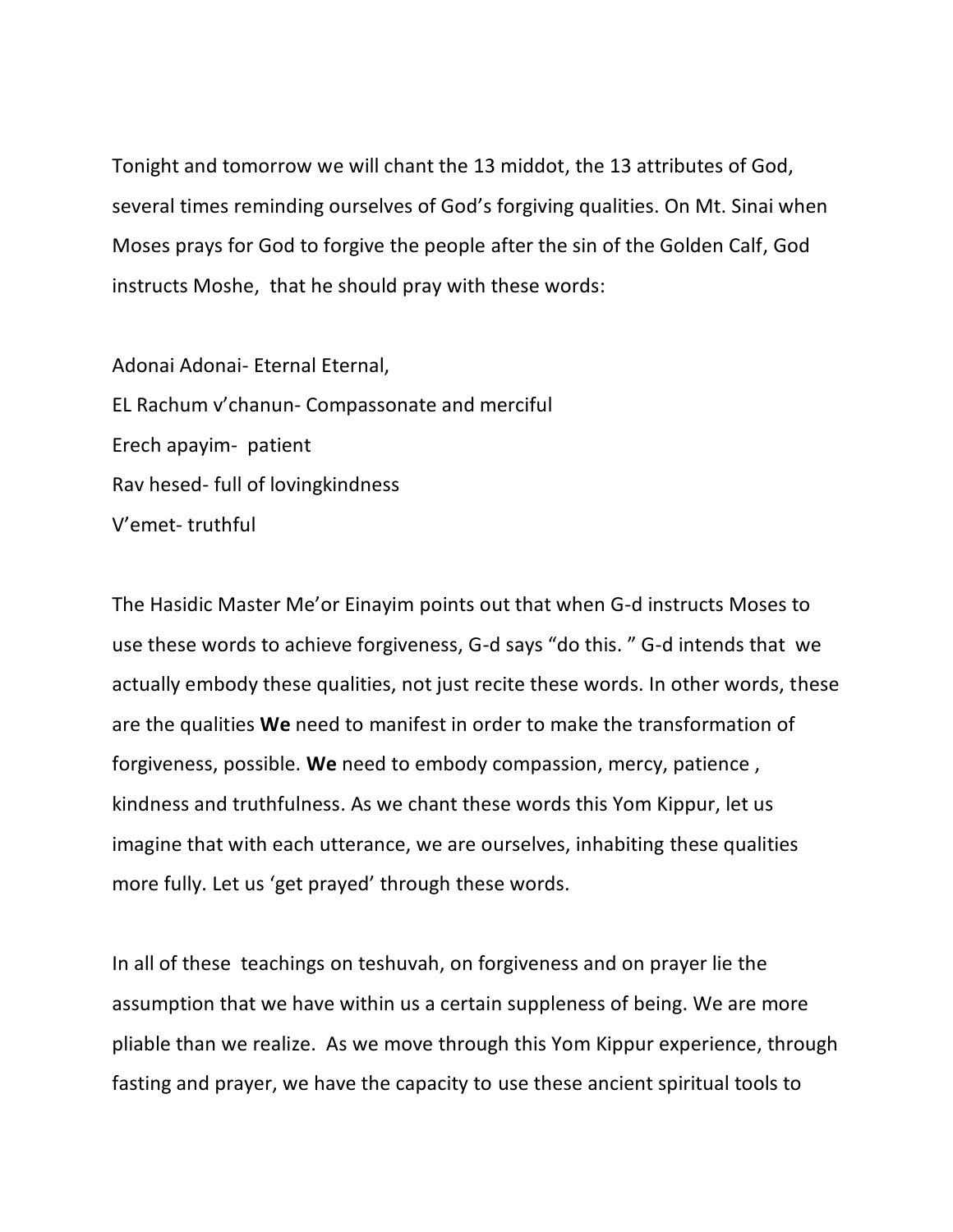Tonight and tomorrow we will chant the 13 middot, the 13 attributes of God, several times reminding ourselves of God's forgiving qualities. On Mt. Sinai when Moses prays for God to forgive the people after the sin of the Golden Calf, God instructs Moshe, that he should pray with these words:

Adonai Adonai- Eternal Eternal,
EL Rachum v'chanun- Compassonate and merciful
Erech apayim- patient
Rav hesed- full of lovingkindness
V'emet- truthful

The Hasidic Master Me'or Einayim points out that when G-d instructs Moses to use these words to achieve forgiveness, G-d says "do this. " G-d intends that we actually embody these qualities, not just recite these words. In other words, these are the qualities **We** need to manifest in order to make the transformation of forgiveness, possible. **We** need to embody compassion, mercy, patience , kindness and truthfulness. As we chant these words this Yom Kippur, let us imagine that with each utterance, we are ourselves, inhabiting these qualities more fully. Let us 'get prayed' through these words.

In all of these teachings on teshuvah, on forgiveness and on prayer lie the assumption that we have within us a certain suppleness of being. We are more pliable than we realize. As we move through this Yom Kippur experience, through fasting and prayer, we have the capacity to use these ancient spiritual tools to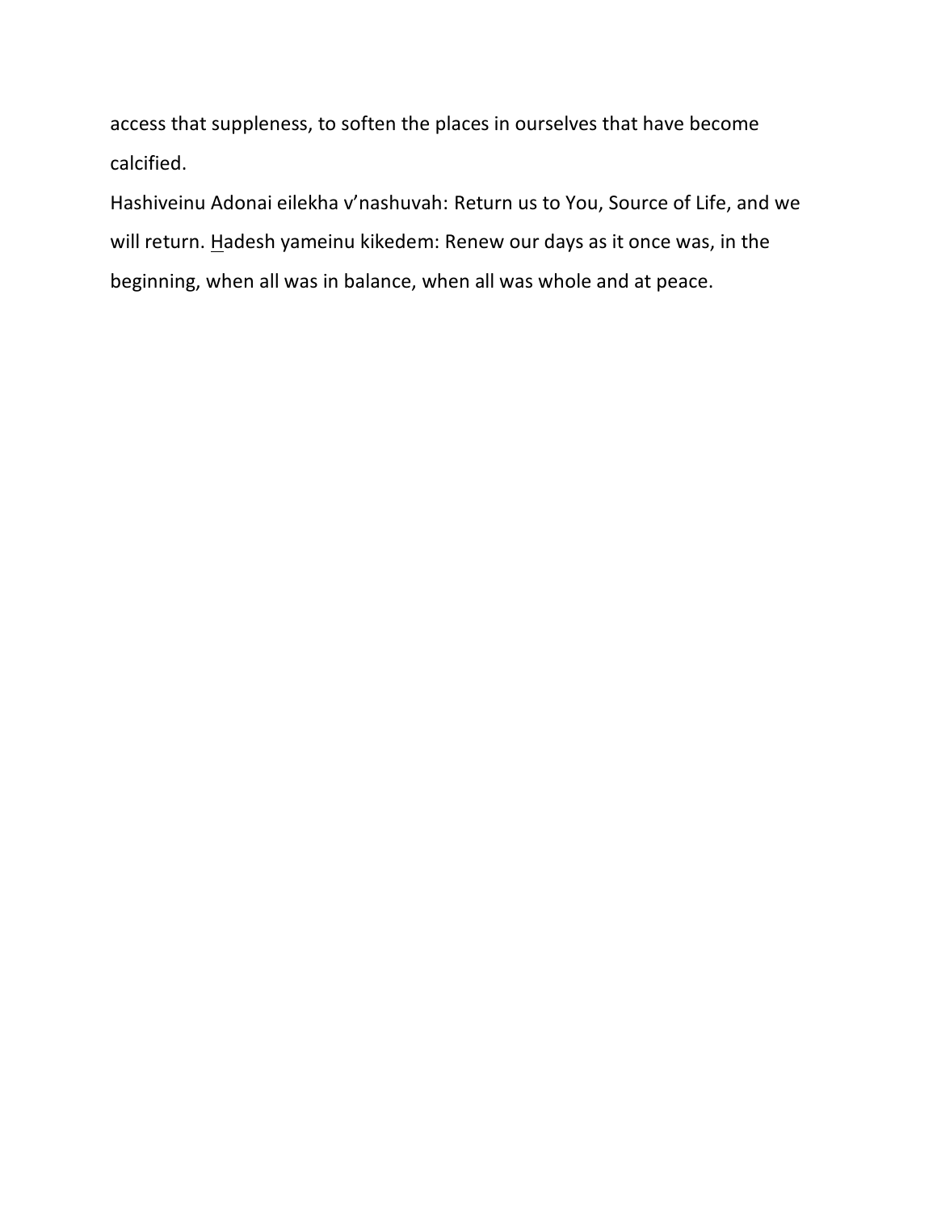access that suppleness, to soften the places in ourselves that have become calcified.

Hashiveinu Adonai eilekha v'nashuvah: Return us to You, Source of Life, and we will return. Hadesh yameinu kikedem: Renew our days as it once was, in the beginning, when all was in balance, when all was whole and at peace.